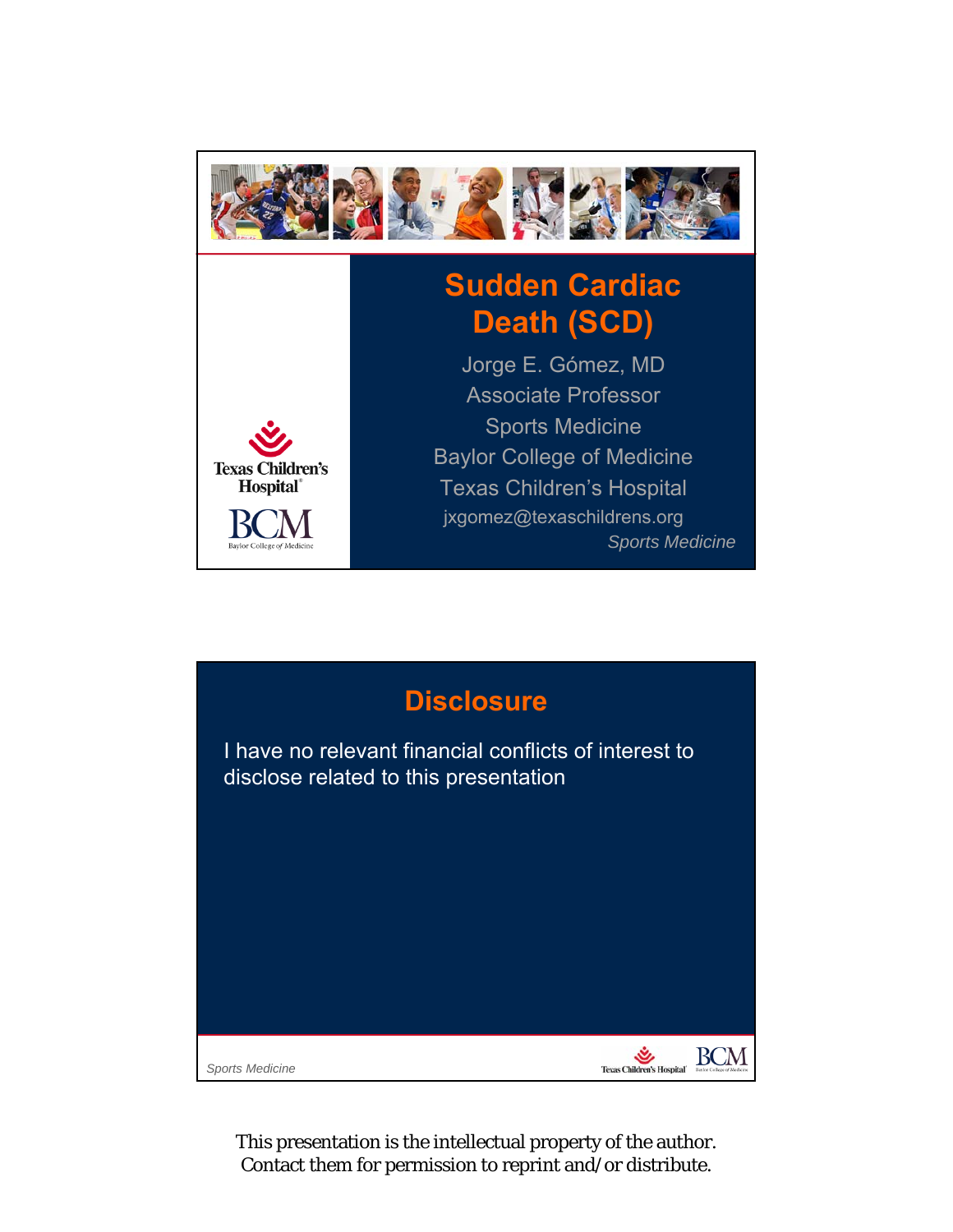# Sudden Cardiac Death (SCD)

Jorge E. Gómez, MD
Associate Professor
Sports Medicine
Baylor College of Medicine
Texas Children's Hospital
jxgomez@texaschildrens.org

*Sports Medicine*

Texas Children's Hospital

BCM Baylor College of Medicine

## Disclosure

I have no relevant financial conflicts of interest to disclose related to this presentation

*Sports Medicine*

Texas Children's Hospital

BCM Baylor College of Medicine

This presentation is the intellectual property of the author. Contact them for permission to reprint and/or distribute.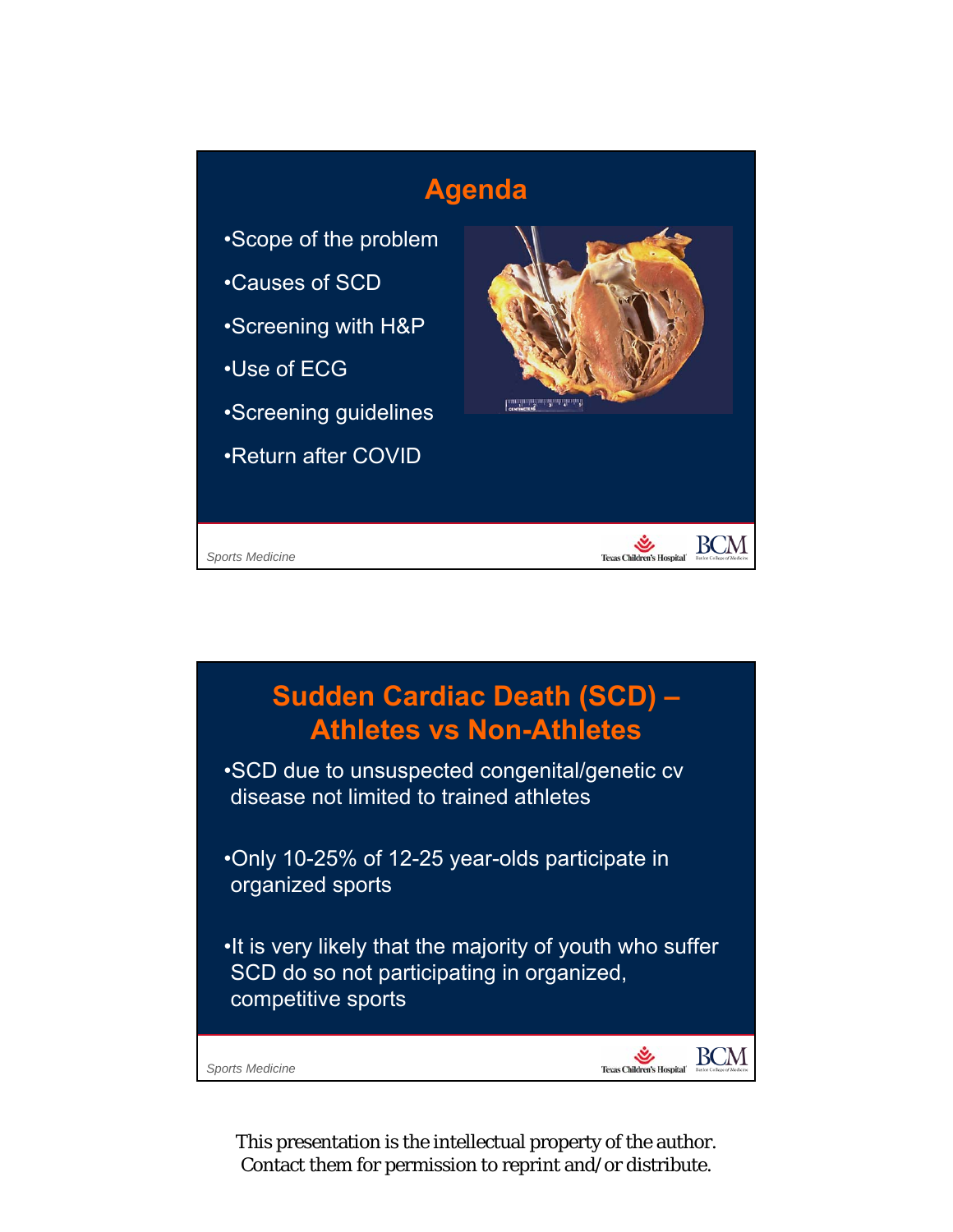## Agenda

- Scope of the problem
- Causes of SCD
- Screening with H&P
- Use of ECG
- Screening guidelines
- Return after COVID

## Sudden Cardiac Death (SCD) – Athletes vs Non-Athletes

- SCD due to unsuspected congenital/genetic cv disease not limited to trained athletes
- Only 10-25% of 12-25 year-olds participate in organized sports
- It is very likely that the majority of youth who suffer SCD do so not participating in organized, competitive sports

This presentation is the intellectual property of the author. Contact them for permission to reprint and/or distribute.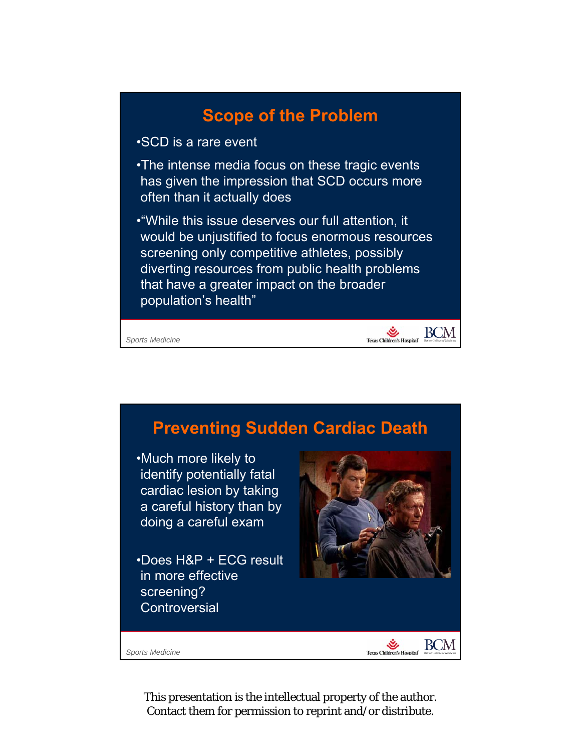## Scope of the Problem

- SCD is a rare event
- The intense media focus on these tragic events has given the impression that SCD occurs more often than it actually does
- "While this issue deserves our full attention, it would be unjustified to focus enormous resources screening only competitive athletes, possibly diverting resources from public health problems that have a greater impact on the broader population's health"

## Preventing Sudden Cardiac Death

- Much more likely to identify potentially fatal cardiac lesion by taking a careful history than by doing a careful exam
- Does H&P + ECG result in more effective screening? Controversial

This presentation is the intellectual property of the author. Contact them for permission to reprint and/or distribute.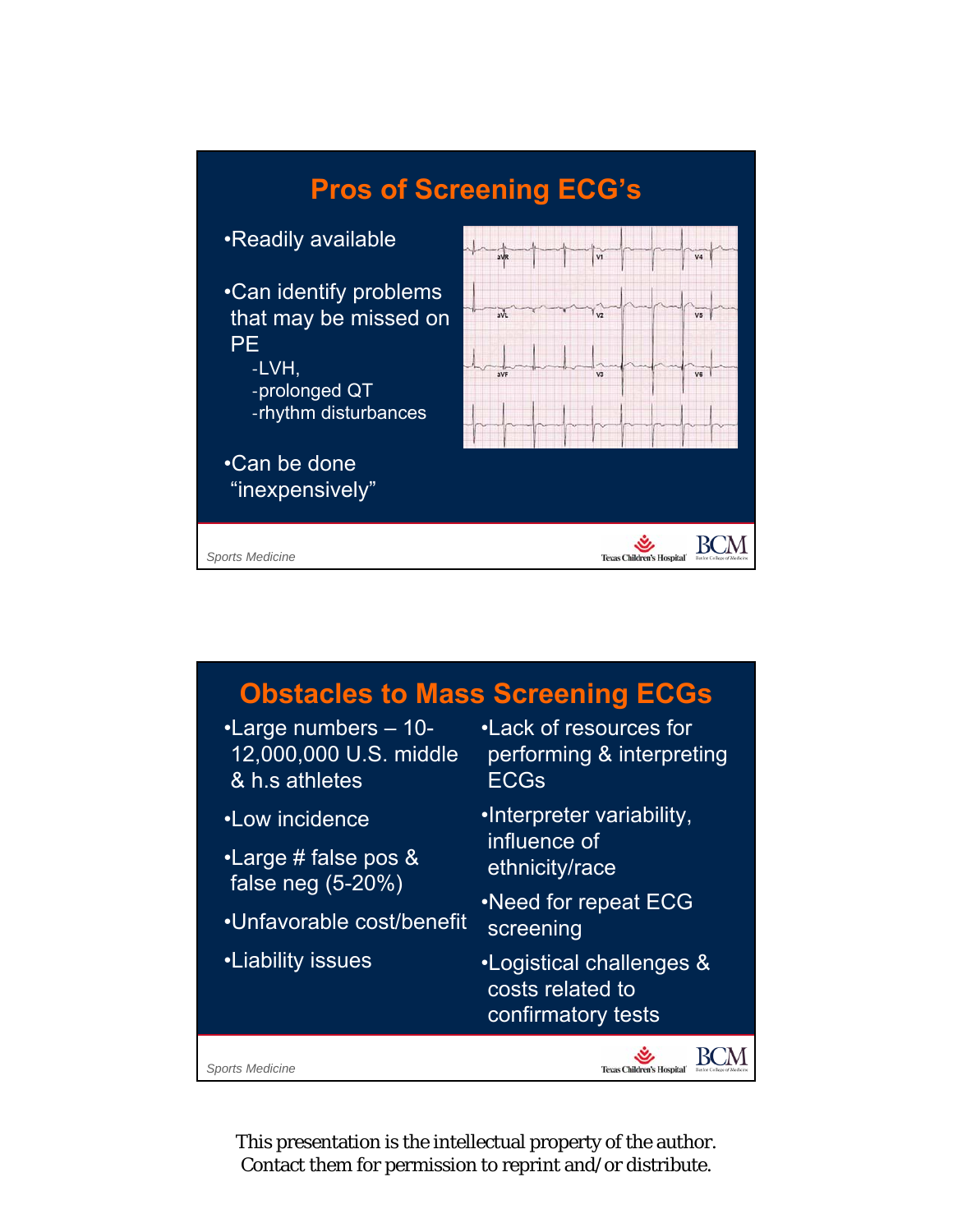## Pros of Screening ECG's

- Readily available
- Can identify problems that may be missed on PE
  - -LVH,
  - -prolonged QT
  - -rhythm disturbances
- Can be done "inexpensively"

Sports Medicine

## Obstacles to Mass Screening ECGs

- Large numbers – 10-12,000,000 U.S. middle & h.s athletes
- Low incidence
- Large # false pos & false neg (5-20%)
- Unfavorable cost/benefit
- Liability issues
- Lack of resources for performing & interpreting ECGs
- Interpreter variability, influence of ethnicity/race
- Need for repeat ECG screening
- Logistical challenges & costs related to confirmatory tests

Sports Medicine

This presentation is the intellectual property of the author. Contact them for permission to reprint and/or distribute.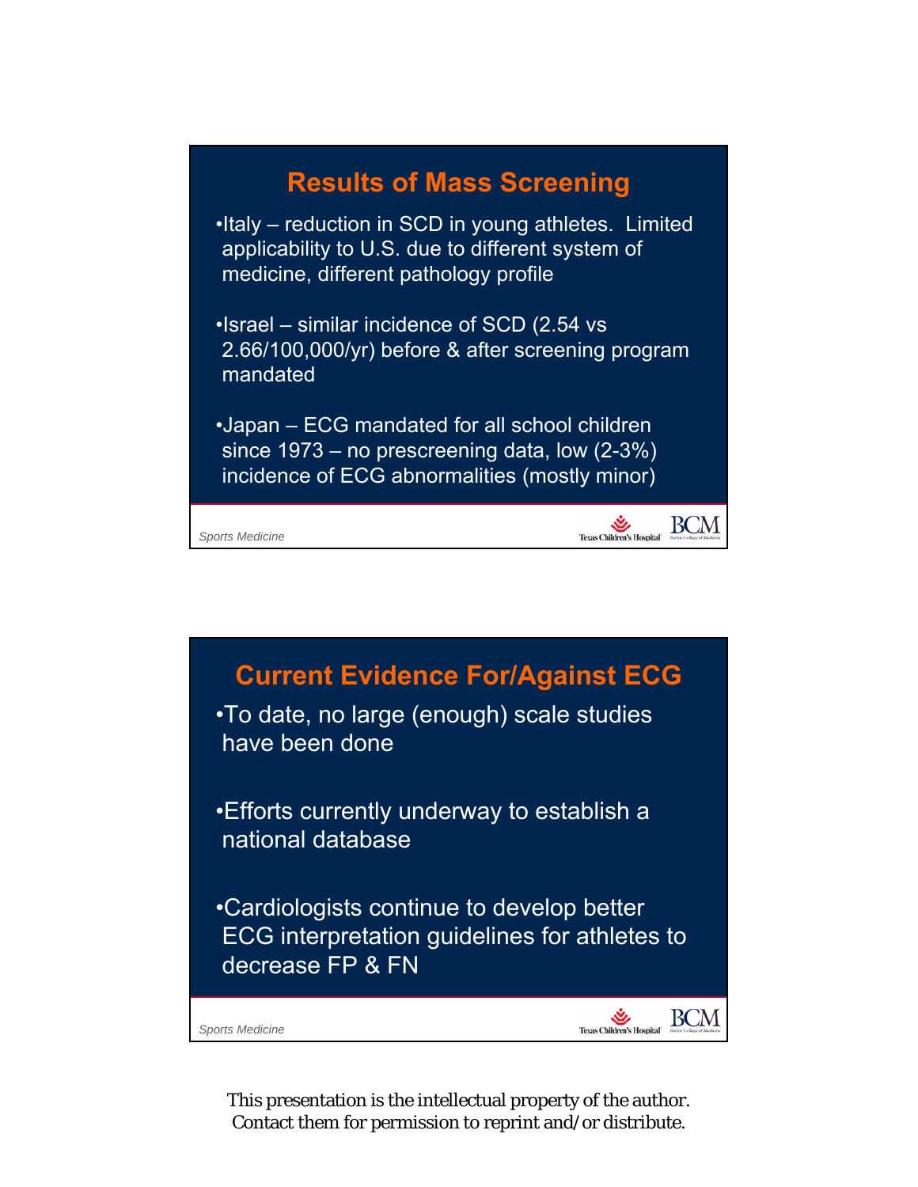## Results of Mass Screening

- Italy – reduction in SCD in young athletes. Limited applicability to U.S. due to different system of medicine, different pathology profile
- Israel – similar incidence of SCD (2.54 vs 2.66/100,000/yr) before & after screening program mandated
- Japan – ECG mandated for all school children since 1973 – no prescreening data, low (2-3%) incidence of ECG abnormalities (mostly minor)

*Sports Medicine*

## Current Evidence For/Against ECG

- To date, no large (enough) scale studies have been done
- Efforts currently underway to establish a national database
- Cardiologists continue to develop better ECG interpretation guidelines for athletes to decrease FP & FN

*Sports Medicine*

This presentation is the intellectual property of the author. Contact them for permission to reprint and/or distribute.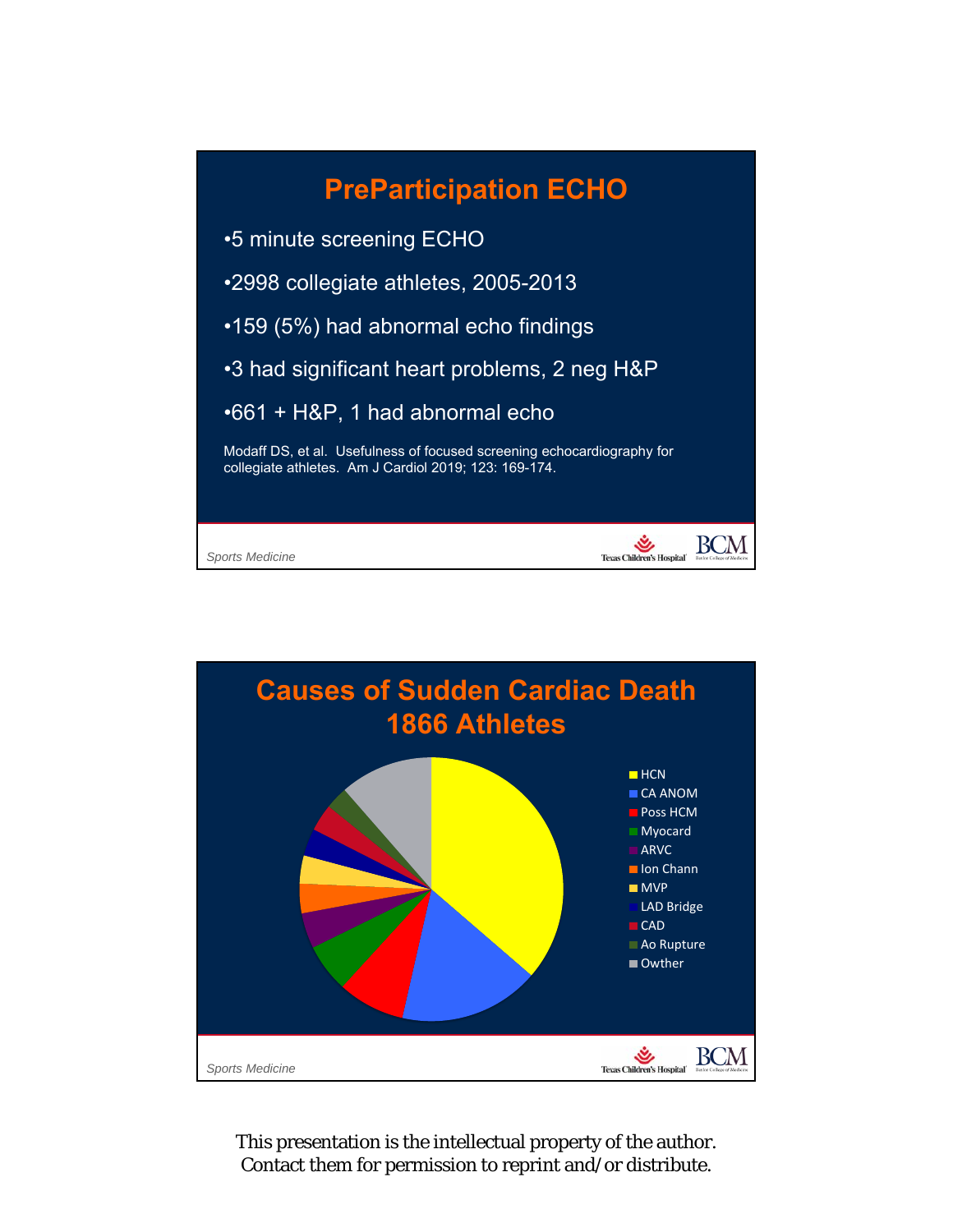## PreParticipation ECHO

- 5 minute screening ECHO
- 2998 collegiate athletes, 2005-2013
- 159 (5%) had abnormal echo findings
- 3 had significant heart problems, 2 neg H&P
- 661 + H&P, 1 had abnormal echo

Modaff DS, et al. Usefulness of focused screening echocardiography for collegiate athletes. Am J Cardiol 2019; 123: 169-174.

## Causes of Sudden Cardiac Death 1866 Athletes

- HCN
- CA ANOM
- Poss HCM
- Myocard
- ARVC
- Ion Chann
- MVP
- LAD Bridge
- CAD
- Ao Rupture
- Owther

This presentation is the intellectual property of the author. Contact them for permission to reprint and/or distribute.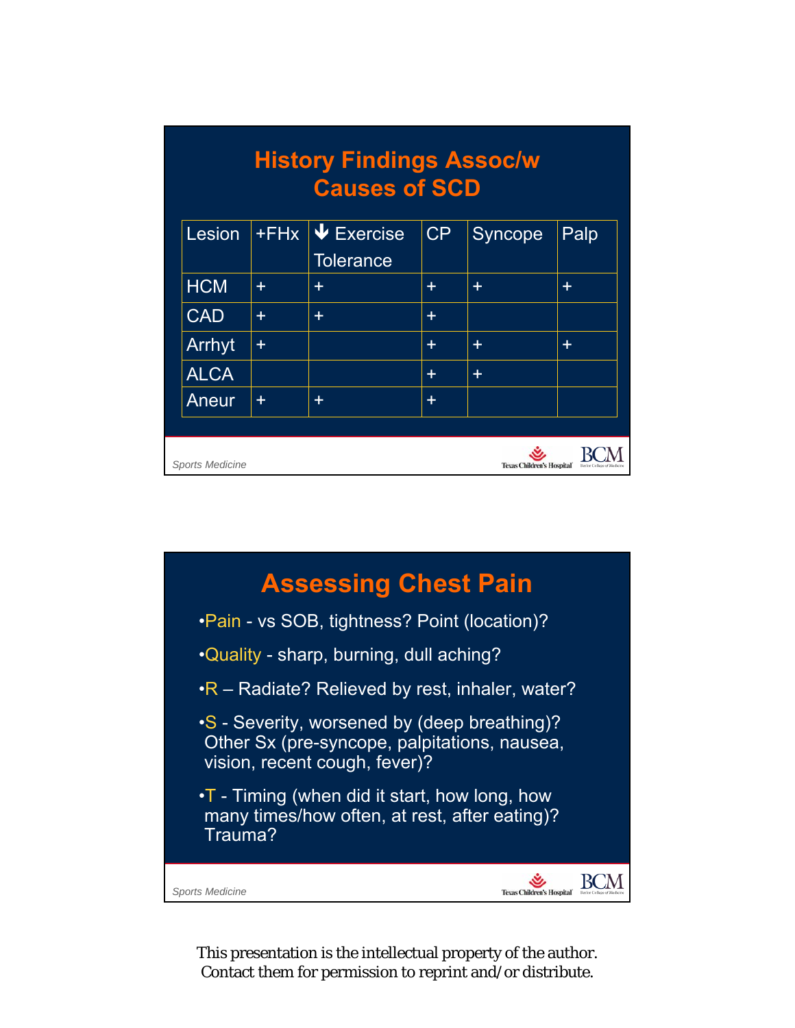## History Findings Assoc/w Causes of SCD

| Lesion | +FHx | ↓ Exercise Tolerance | CP | Syncope | Palp |
|---|---|---|---|---|---|
| HCM | + | + | + | + | + |
| CAD | + | + | + | | |
| Arrhyt | + | | + | + | + |
| ALCA | | | + | + | |
| Aneur | + | + | + | | |

## Assessing Chest Pain

- Pain - vs SOB, tightness? Point (location)?
- Quality - sharp, burning, dull aching?
- R – Radiate? Relieved by rest, inhaler, water?
- S - Severity, worsened by (deep breathing)? Other Sx (pre-syncope, palpitations, nausea, vision, recent cough, fever)?
- T - Timing (when did it start, how long, how many times/how often, at rest, after eating)? Trauma?

This presentation is the intellectual property of the author. Contact them for permission to reprint and/or distribute.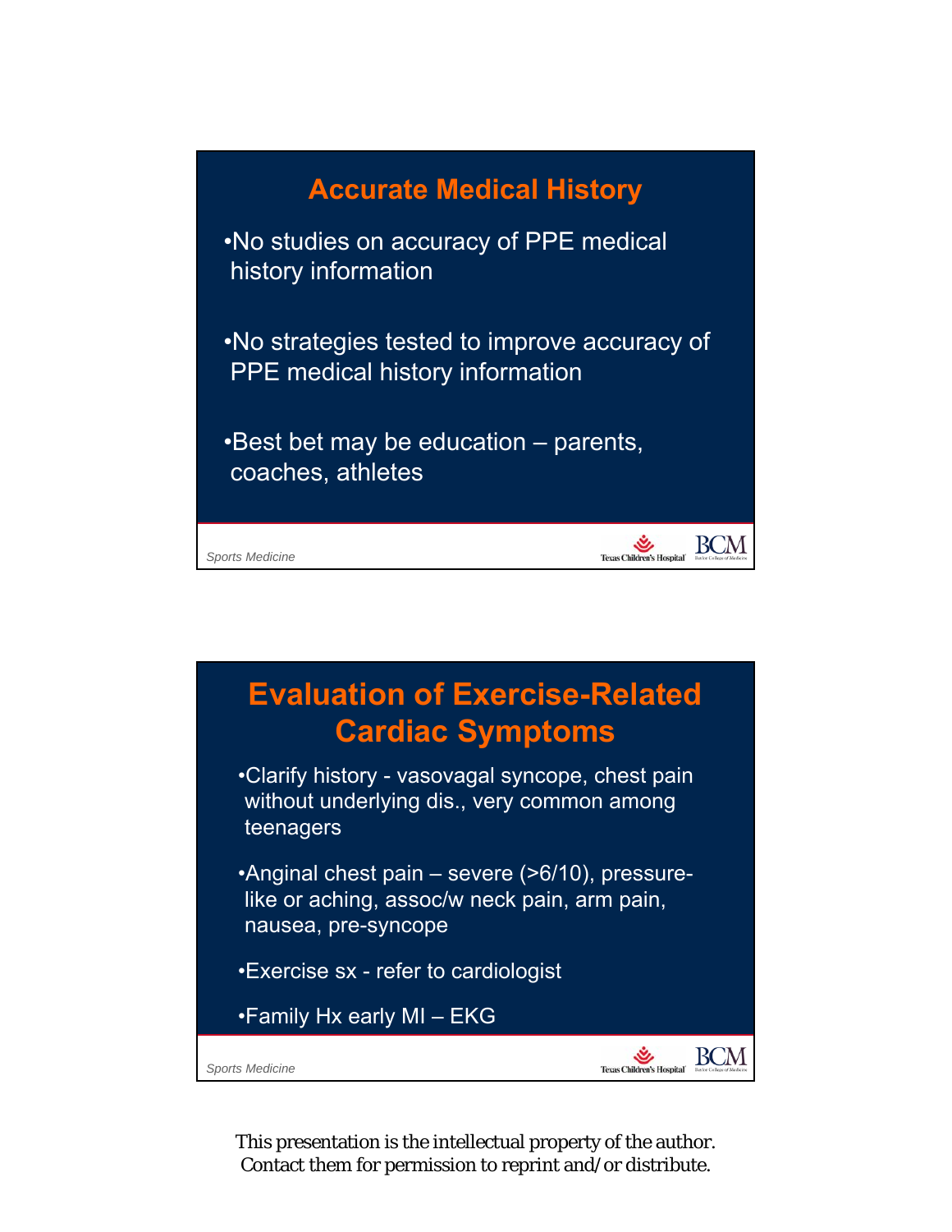## Accurate Medical History

- No studies on accuracy of PPE medical history information
- No strategies tested to improve accuracy of PPE medical history information
- Best bet may be education – parents, coaches, athletes

## Evaluation of Exercise-Related Cardiac Symptoms

- Clarify history - vasovagal syncope, chest pain without underlying dis., very common among teenagers
- Anginal chest pain – severe (>6/10), pressure-like or aching, assoc/w neck pain, arm pain, nausea, pre-syncope
- Exercise sx - refer to cardiologist
- Family Hx early MI – EKG

This presentation is the intellectual property of the author. Contact them for permission to reprint and/or distribute.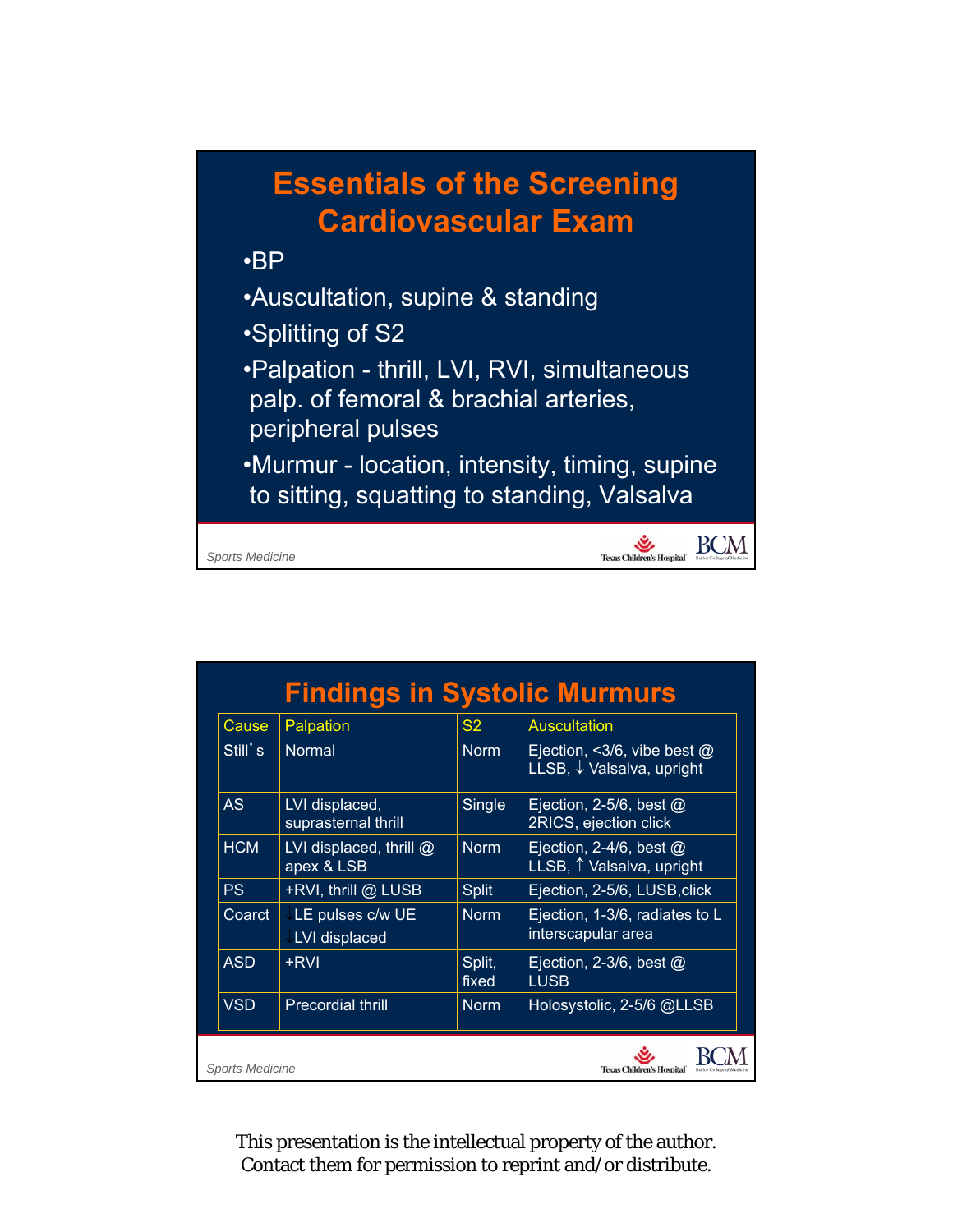# Essentials of the Screening Cardiovascular Exam

- BP
- Auscultation, supine & standing
- Splitting of S2
- Palpation - thrill, LVI, RVI, simultaneous palp. of femoral & brachial arteries, peripheral pulses
- Murmur - location, intensity, timing, supine to sitting, squatting to standing, Valsalva

# Findings in Systolic Murmurs

| Cause | Palpation | S2 | Auscultation |
|---|---|---|---|
| Still's | Normal | Norm | Ejection, <3/6, vibe best @ LLSB, ↓ Valsalva, upright |
| AS | LVI displaced, suprasternal thrill | Single | Ejection, 2-5/6, best @ 2RICS, ejection click |
| HCM | LVI displaced, thrill @ apex & LSB | Norm | Ejection, 2-4/6, best @ LLSB, ↑ Valsalva, upright |
| PS | +RVI, thrill @ LUSB | Split | Ejection, 2-5/6, LUSB,click |
| Coarct | ↓LE pulses c/w UE ↓LVI displaced | Norm | Ejection, 1-3/6, radiates to L interscapular area |
| ASD | +RVI | Split, fixed | Ejection, 2-3/6, best @ LUSB |
| VSD | Precordial thrill | Norm | Holosystolic, 2-5/6 @LLSB |

This presentation is the intellectual property of the author. Contact them for permission to reprint and/or distribute.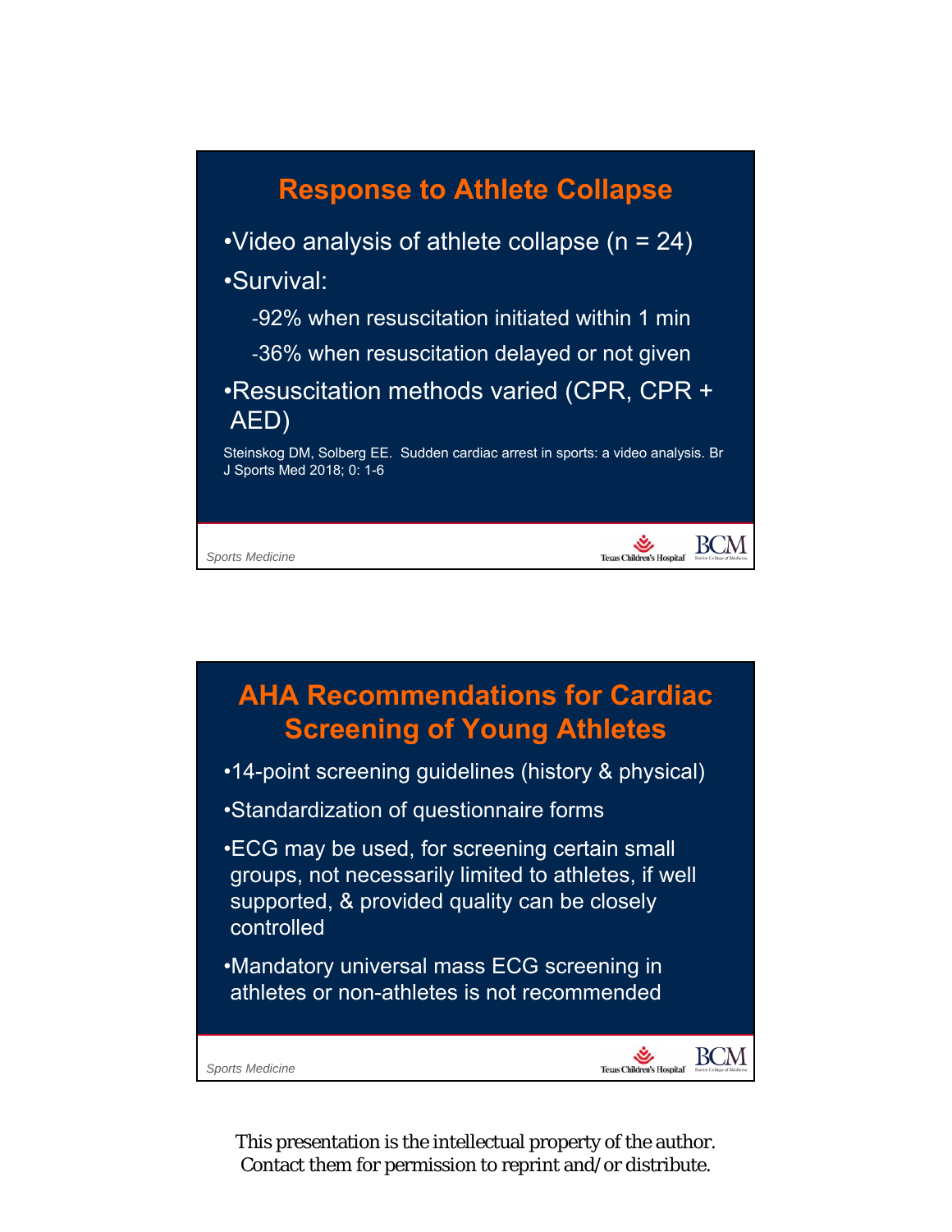## Response to Athlete Collapse

- Video analysis of athlete collapse (n = 24)
- Survival:
  - -92% when resuscitation initiated within 1 min
  - -36% when resuscitation delayed or not given
- Resuscitation methods varied (CPR, CPR + AED)

Steinskog DM, Solberg EE. Sudden cardiac arrest in sports: a video analysis. Br J Sports Med 2018; 0: 1-6

## AHA Recommendations for Cardiac Screening of Young Athletes

- 14-point screening guidelines (history & physical)
- Standardization of questionnaire forms
- ECG may be used, for screening certain small groups, not necessarily limited to athletes, if well supported, & provided quality can be closely controlled
- Mandatory universal mass ECG screening in athletes or non-athletes is not recommended

This presentation is the intellectual property of the author. Contact them for permission to reprint and/or distribute.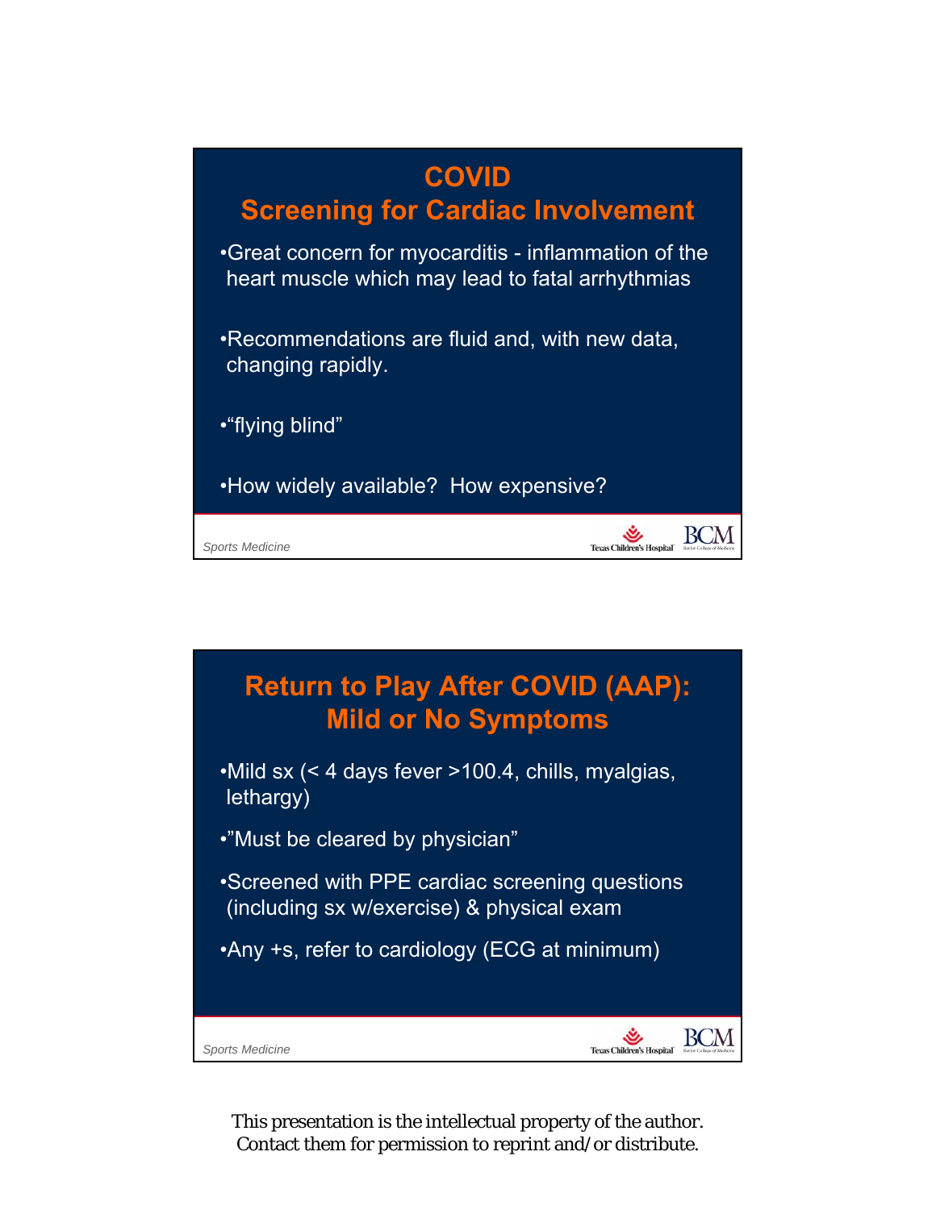## COVID
## Screening for Cardiac Involvement

- Great concern for myocarditis - inflammation of the heart muscle which may lead to fatal arrhythmias
- Recommendations are fluid and, with new data, changing rapidly.
- “flying blind”
- How widely available? How expensive?

## Return to Play After COVID (AAP): Mild or No Symptoms

- Mild sx (< 4 days fever >100.4, chills, myalgias, lethargy)
- ”Must be cleared by physician”
- Screened with PPE cardiac screening questions (including sx w/exercise) & physical exam
- Any +s, refer to cardiology (ECG at minimum)

This presentation is the intellectual property of the author. Contact them for permission to reprint and/or distribute.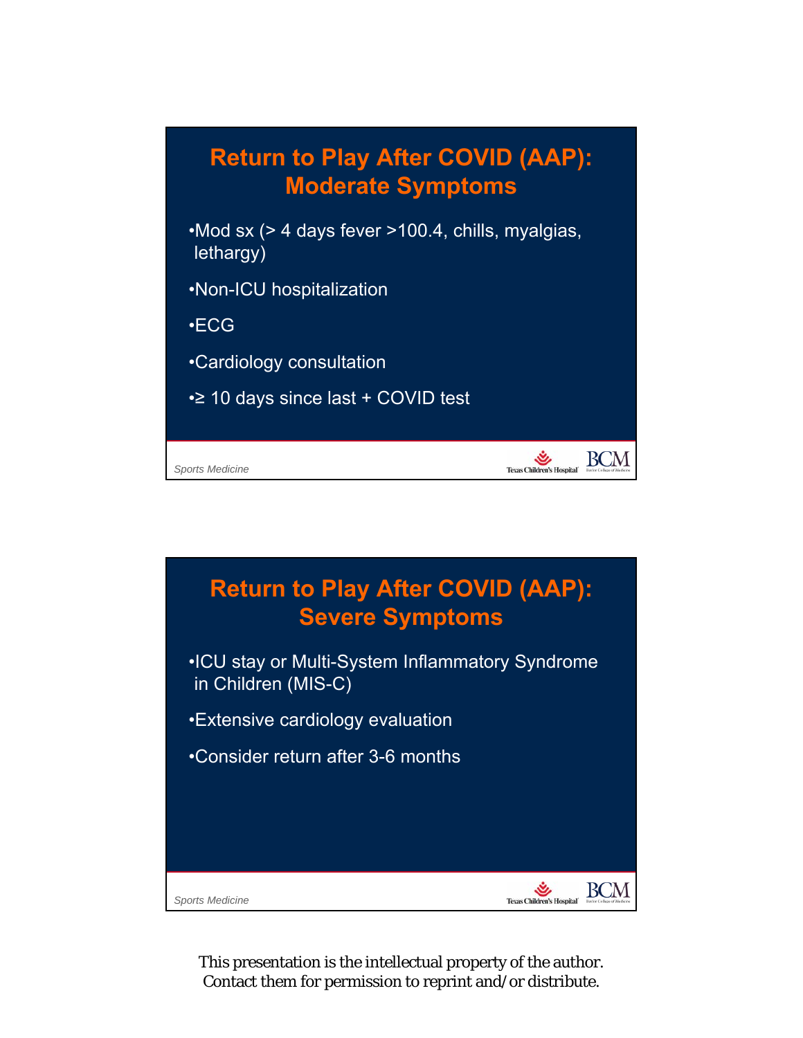## Return to Play After COVID (AAP): Moderate Symptoms

- Mod sx (> 4 days fever >100.4, chills, myalgias, lethargy)
- Non-ICU hospitalization
- ECG
- Cardiology consultation
- ≥ 10 days since last + COVID test

## Return to Play After COVID (AAP): Severe Symptoms

- ICU stay or Multi-System Inflammatory Syndrome in Children (MIS-C)
- Extensive cardiology evaluation
- Consider return after 3-6 months

This presentation is the intellectual property of the author.
Contact them for permission to reprint and/or distribute.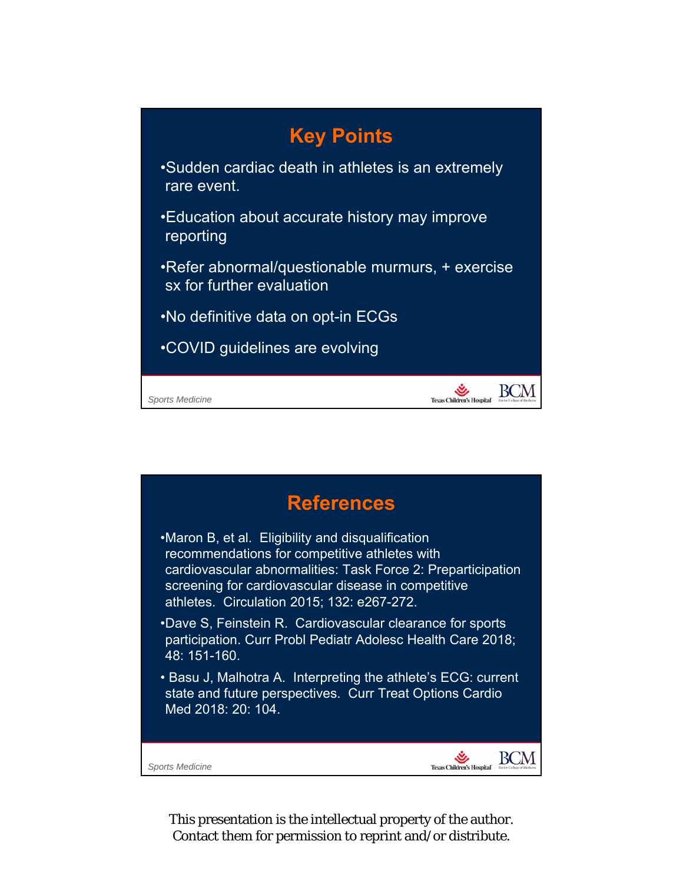## Key Points

- Sudden cardiac death in athletes is an extremely rare event.
- Education about accurate history may improve reporting
- Refer abnormal/questionable murmurs, + exercise sx for further evaluation
- No definitive data on opt-in ECGs
- COVID guidelines are evolving

## References

- Maron B, et al. Eligibility and disqualification recommendations for competitive athletes with cardiovascular abnormalities: Task Force 2: Preparticipation screening for cardiovascular disease in competitive athletes. Circulation 2015; 132: e267-272.
- Dave S, Feinstein R. Cardiovascular clearance for sports participation. Curr Probl Pediatr Adolesc Health Care 2018; 48: 151-160.
- Basu J, Malhotra A. Interpreting the athlete's ECG: current state and future perspectives. Curr Treat Options Cardio Med 2018: 20: 104.

This presentation is the intellectual property of the author. Contact them for permission to reprint and/or distribute.